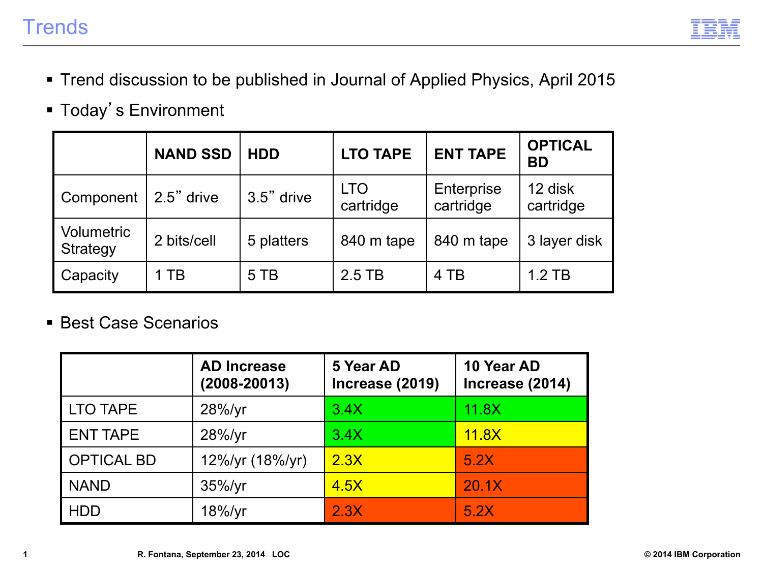# Trends

- Trend discussion to be published in Journal of Applied Physics, April 2015
- Today's Environment

| | NAND SSD | HDD | LTO TAPE | ENT TAPE | OPTICAL BD |
|---|---|---|---|---|---|
| Component | 2.5" drive | 3.5" drive | LTO cartridge | Enterprise cartridge | 12 disk cartridge |
| Volumetric Strategy | 2 bits/cell | 5 platters | 840 m tape | 840 m tape | 3 layer disk |
| Capacity | 1 TB | 5 TB | 2.5 TB | 4 TB | 1.2 TB |

- Best Case Scenarios

| | AD Increase (2008-20013) | 5 Year AD Increase (2019) | 10 Year AD Increase (2014) |
|---|---|---|---|
| LTO TAPE | 28%/yr | 3.4X | 11.8X |
| ENT TAPE | 28%/yr | 3.4X | 11.8X |
| OPTICAL BD | 12%/yr (18%/yr) | 2.3X | 5.2X |
| NAND | 35%/yr | 4.5X | 20.1X |
| HDD | 18%/yr | 2.3X | 5.2X |

R. Fontana, September 23, 2014 LOC

© 2014 IBM Corporation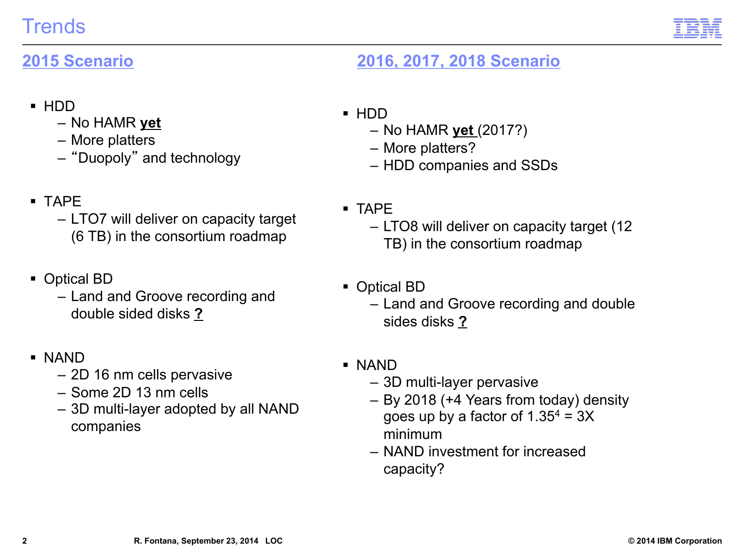# Trends

## 2015 Scenario

- HDD
  - No HAMR **yet**
  - More platters
  - "Duopoly" and technology
- TAPE
  - LTO7 will deliver on capacity target (6 TB) in the consortium roadmap
- Optical BD
  - Land and Groove recording and double sided disks **?**
- NAND
  - 2D 16 nm cells pervasive
  - Some 2D 13 nm cells
  - 3D multi-layer adopted by all NAND companies

## 2016, 2017, 2018 Scenario

- HDD
  - No HAMR **yet** (2017?)
  - More platters?
  - HDD companies and SSDs
- TAPE
  - LTO8 will deliver on capacity target (12 TB) in the consortium roadmap
- Optical BD
  - Land and Groove recording and double sides disks **?**
- NAND
  - 3D multi-layer pervasive
  - By 2018 (+4 Years from today) density goes up by a factor of $1.35^4 = 3X$ minimum
  - NAND investment for increased capacity?

R. Fontana, September 23, 2014 LOC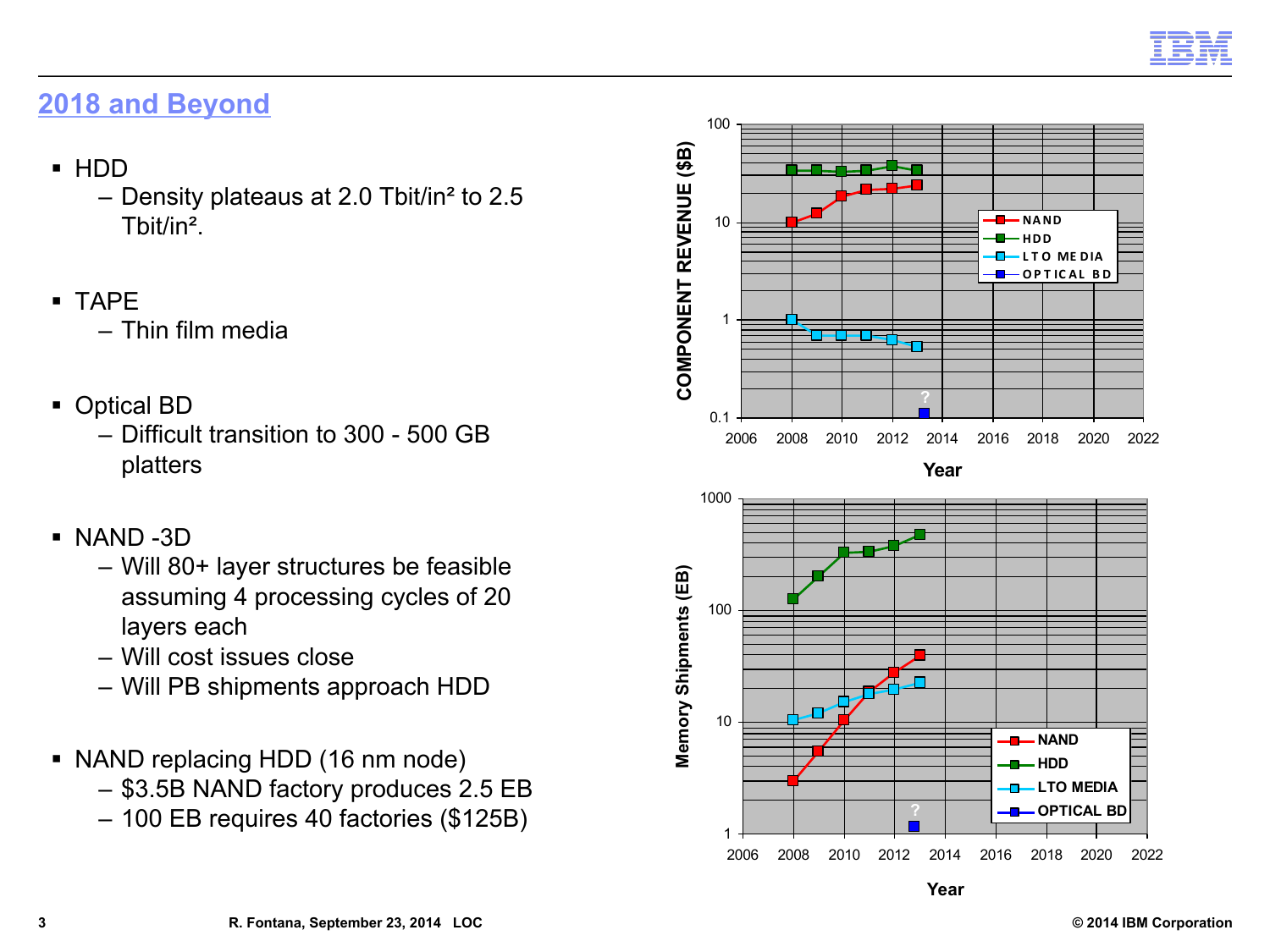## 2018 and Beyond

- HDD
  - Density plateaus at 2.0 Tbit/in² to 2.5 Tbit/in².
- TAPE
  - Thin film media
- Optical BD
  - Difficult transition to 300 - 500 GB platters
- NAND -3D
  - Will 80+ layer structures be feasible assuming 4 processing cycles of 20 layers each
  - Will cost issues close
  - Will PB shipments approach HDD
- NAND replacing HDD (16 nm node)
  - $3.5B NAND factory produces 2.5 EB
  - 100 EB requires 40 factories ($125B)

COMPONENT REVENUE ($B)
100
10
1
0.1
2006 2008 2010 2012 2014 2016 2018 2020 2022
Year
NAND
HDD
LTO MEDIA
OPTICAL BD
?

Memory Shipments (EB)
1000
100
10
1
2006 2008 2010 2012 2014 2016 2018 2020 2022
Year
NAND
HDD
LTO MEDIA
OPTICAL BD
?

R. Fontana, September 23, 2014 LOC